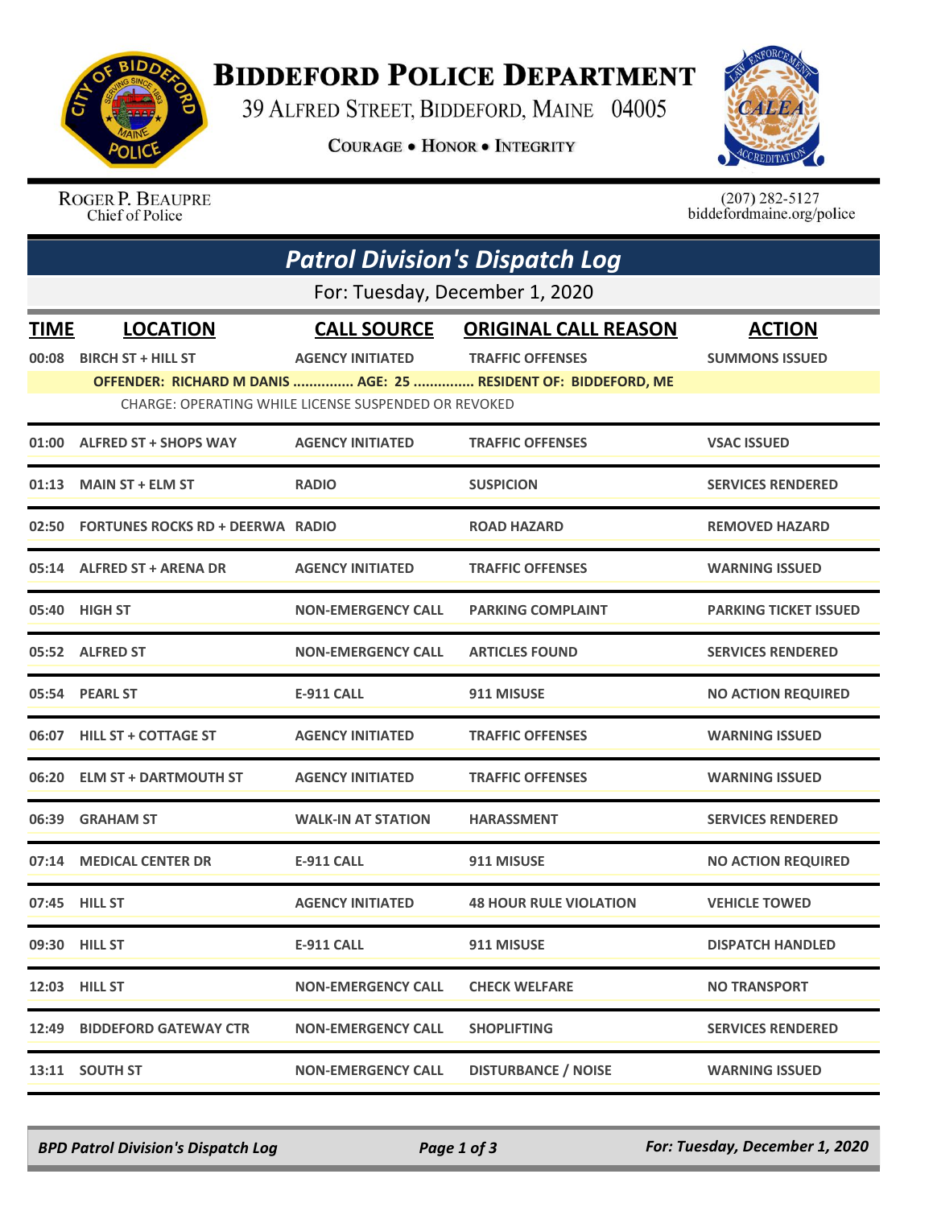# BIDDEFORD POLICE DEPARTMENT

39 ALFRED STREET, BIDDEFORD, MAINE 04005

COURAGE • HONOR • INTEGRITY

ROGER P. BEAUPRE
Chief of Police

(207) 282-5127
biddefordmaine.org/police

## Patrol Division's Dispatch Log

For: Tuesday, December 1, 2020

| TIME | LOCATION | CALL SOURCE | ORIGINAL CALL REASON | ACTION |
|---|---|---|---|---|
| 00:08 | BIRCH ST + HILL ST | AGENCY INITIATED | TRAFFIC OFFENSES | SUMMONS ISSUED |
| | OFFENDER: RICHARD M DANIS ............... AGE: 25 ............... RESIDENT OF: BIDDEFORD, ME | | | |
| | CHARGE: OPERATING WHILE LICENSE SUSPENDED OR REVOKED | | | |
| 01:00 | ALFRED ST + SHOPS WAY | AGENCY INITIATED | TRAFFIC OFFENSES | VSAC ISSUED |
| 01:13 | MAIN ST + ELM ST | RADIO | SUSPICION | SERVICES RENDERED |
| 02:50 | FORTUNES ROCKS RD + DEERWA | RADIO | ROAD HAZARD | REMOVED HAZARD |
| 05:14 | ALFRED ST + ARENA DR | AGENCY INITIATED | TRAFFIC OFFENSES | WARNING ISSUED |
| 05:40 | HIGH ST | NON-EMERGENCY CALL | PARKING COMPLAINT | PARKING TICKET ISSUED |
| 05:52 | ALFRED ST | NON-EMERGENCY CALL | ARTICLES FOUND | SERVICES RENDERED |
| 05:54 | PEARL ST | E-911 CALL | 911 MISUSE | NO ACTION REQUIRED |
| 06:07 | HILL ST + COTTAGE ST | AGENCY INITIATED | TRAFFIC OFFENSES | WARNING ISSUED |
| 06:20 | ELM ST + DARTMOUTH ST | AGENCY INITIATED | TRAFFIC OFFENSES | WARNING ISSUED |
| 06:39 | GRAHAM ST | WALK-IN AT STATION | HARASSMENT | SERVICES RENDERED |
| 07:14 | MEDICAL CENTER DR | E-911 CALL | 911 MISUSE | NO ACTION REQUIRED |
| 07:45 | HILL ST | AGENCY INITIATED | 48 HOUR RULE VIOLATION | VEHICLE TOWED |
| 09:30 | HILL ST | E-911 CALL | 911 MISUSE | DISPATCH HANDLED |
| 12:03 | HILL ST | NON-EMERGENCY CALL | CHECK WELFARE | NO TRANSPORT |
| 12:49 | BIDDEFORD GATEWAY CTR | NON-EMERGENCY CALL | SHOPLIFTING | SERVICES RENDERED |
| 13:11 | SOUTH ST | NON-EMERGENCY CALL | DISTURBANCE / NOISE | WARNING ISSUED |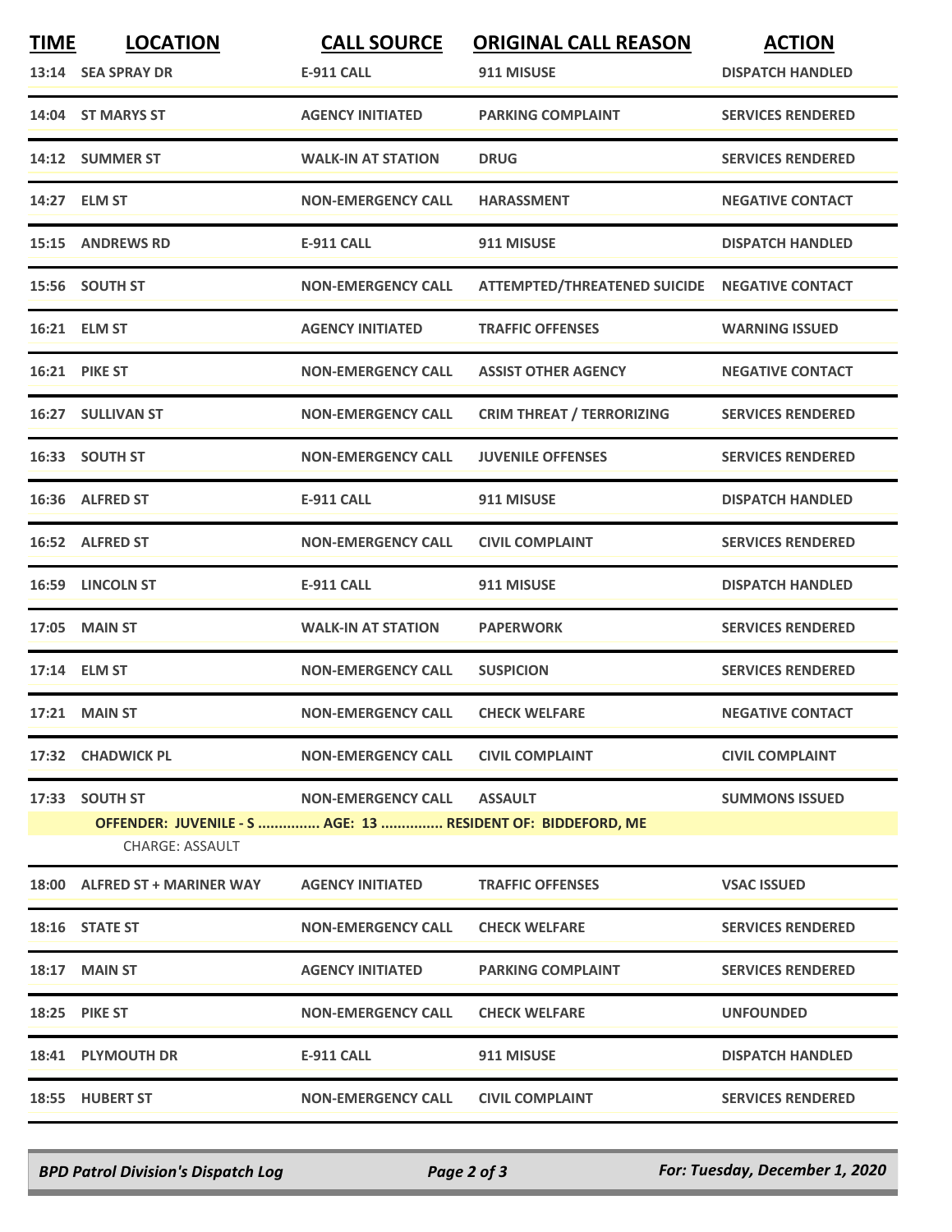| TIME | LOCATION | CALL SOURCE | ORIGINAL CALL REASON | ACTION |
|---|---|---|---|---|
| 13:14 | SEA SPRAY DR | E-911 CALL | 911 MISUSE | DISPATCH HANDLED |
| 14:04 | ST MARYS ST | AGENCY INITIATED | PARKING COMPLAINT | SERVICES RENDERED |
| 14:12 | SUMMER ST | WALK-IN AT STATION | DRUG | SERVICES RENDERED |
| 14:27 | ELM ST | NON-EMERGENCY CALL | HARASSMENT | NEGATIVE CONTACT |
| 15:15 | ANDREWS RD | E-911 CALL | 911 MISUSE | DISPATCH HANDLED |
| 15:56 | SOUTH ST | NON-EMERGENCY CALL | ATTEMPTED/THREATENED SUICIDE | NEGATIVE CONTACT |
| 16:21 | ELM ST | AGENCY INITIATED | TRAFFIC OFFENSES | WARNING ISSUED |
| 16:21 | PIKE ST | NON-EMERGENCY CALL | ASSIST OTHER AGENCY | NEGATIVE CONTACT |
| 16:27 | SULLIVAN ST | NON-EMERGENCY CALL | CRIM THREAT / TERRORIZING | SERVICES RENDERED |
| 16:33 | SOUTH ST | NON-EMERGENCY CALL | JUVENILE OFFENSES | SERVICES RENDERED |
| 16:36 | ALFRED ST | E-911 CALL | 911 MISUSE | DISPATCH HANDLED |
| 16:52 | ALFRED ST | NON-EMERGENCY CALL | CIVIL COMPLAINT | SERVICES RENDERED |
| 16:59 | LINCOLN ST | E-911 CALL | 911 MISUSE | DISPATCH HANDLED |
| 17:05 | MAIN ST | WALK-IN AT STATION | PAPERWORK | SERVICES RENDERED |
| 17:14 | ELM ST | NON-EMERGENCY CALL | SUSPICION | SERVICES RENDERED |
| 17:21 | MAIN ST | NON-EMERGENCY CALL | CHECK WELFARE | NEGATIVE CONTACT |
| 17:32 | CHADWICK PL | NON-EMERGENCY CALL | CIVIL COMPLAINT | CIVIL COMPLAINT |
| 17:33 | SOUTH ST | NON-EMERGENCY CALL | ASSAULT | SUMMONS ISSUED |
| | OFFENDER: JUVENILE - S ............... AGE: 13 ............... RESIDENT OF: BIDDEFORD, ME | | | |
| | CHARGE: ASSAULT | | | |
| 18:00 | ALFRED ST + MARINER WAY | AGENCY INITIATED | TRAFFIC OFFENSES | VSAC ISSUED |
| 18:16 | STATE ST | NON-EMERGENCY CALL | CHECK WELFARE | SERVICES RENDERED |
| 18:17 | MAIN ST | AGENCY INITIATED | PARKING COMPLAINT | SERVICES RENDERED |
| 18:25 | PIKE ST | NON-EMERGENCY CALL | CHECK WELFARE | UNFOUNDED |
| 18:41 | PLYMOUTH DR | E-911 CALL | 911 MISUSE | DISPATCH HANDLED |
| 18:55 | HUBERT ST | NON-EMERGENCY CALL | CIVIL COMPLAINT | SERVICES RENDERED |

*BPD Patrol Division's Dispatch Log* — *For: Tuesday, December 1, 2020*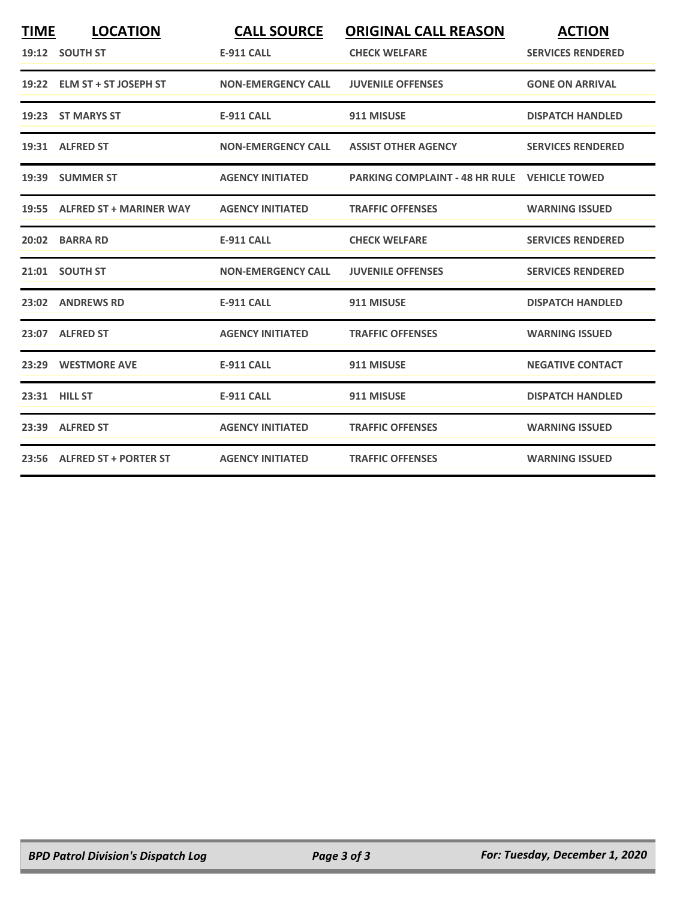| TIME | LOCATION | CALL SOURCE | ORIGINAL CALL REASON | ACTION |
|---|---|---|---|---|
| 19:12 | SOUTH ST | E-911 CALL | CHECK WELFARE | SERVICES RENDERED |
| 19:22 | ELM ST + ST JOSEPH ST | NON-EMERGENCY CALL | JUVENILE OFFENSES | GONE ON ARRIVAL |
| 19:23 | ST MARYS ST | E-911 CALL | 911 MISUSE | DISPATCH HANDLED |
| 19:31 | ALFRED ST | NON-EMERGENCY CALL | ASSIST OTHER AGENCY | SERVICES RENDERED |
| 19:39 | SUMMER ST | AGENCY INITIATED | PARKING COMPLAINT - 48 HR RULE | VEHICLE TOWED |
| 19:55 | ALFRED ST + MARINER WAY | AGENCY INITIATED | TRAFFIC OFFENSES | WARNING ISSUED |
| 20:02 | BARRA RD | E-911 CALL | CHECK WELFARE | SERVICES RENDERED |
| 21:01 | SOUTH ST | NON-EMERGENCY CALL | JUVENILE OFFENSES | SERVICES RENDERED |
| 23:02 | ANDREWS RD | E-911 CALL | 911 MISUSE | DISPATCH HANDLED |
| 23:07 | ALFRED ST | AGENCY INITIATED | TRAFFIC OFFENSES | WARNING ISSUED |
| 23:29 | WESTMORE AVE | E-911 CALL | 911 MISUSE | NEGATIVE CONTACT |
| 23:31 | HILL ST | E-911 CALL | 911 MISUSE | DISPATCH HANDLED |
| 23:39 | ALFRED ST | AGENCY INITIATED | TRAFFIC OFFENSES | WARNING ISSUED |
| 23:56 | ALFRED ST + PORTER ST | AGENCY INITIATED | TRAFFIC OFFENSES | WARNING ISSUED |